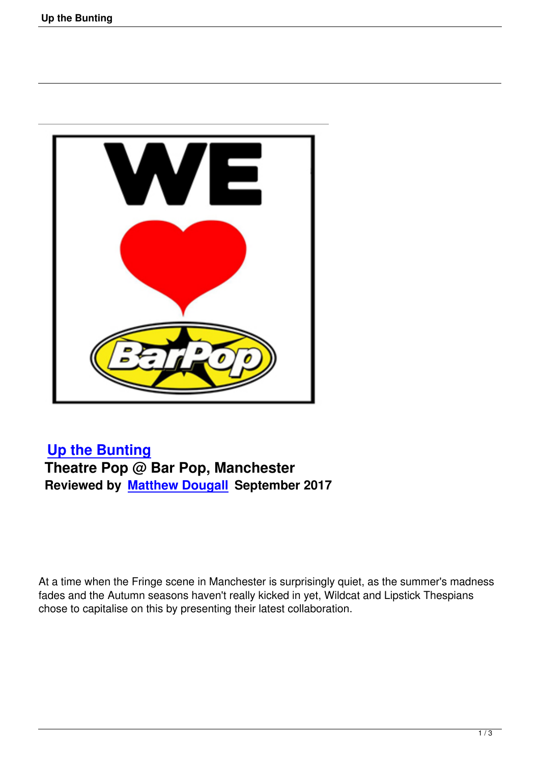# Up the Bunting

## Theatre Pop @ Bar Pop, Manchester

**Reviewed by Matthew Dougall September 2017**

At a time when the Fringe scene in Manchester is surprisingly quiet, as the summer's madness fades and the Autumn seasons haven't really kicked in yet, Wildcat and Lipstick Thespians chose to capitalise on this by presenting their latest collaboration.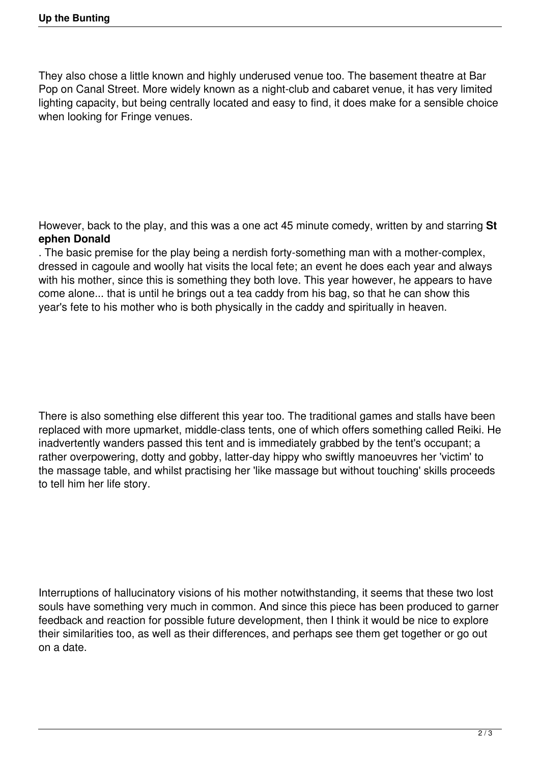They also chose a little known and highly underused venue too. The basement theatre at Bar Pop on Canal Street. More widely known as a night-club and cabaret venue, it has very limited lighting capacity, but being centrally located and easy to find, it does make for a sensible choice when looking for Fringe venues.

However, back to the play, and this was a one act 45 minute comedy, written by and starring **Stephen Donald**. The basic premise for the play being a nerdish forty-something man with a mother-complex, dressed in cagoule and woolly hat visits the local fete; an event he does each year and always with his mother, since this is something they both love. This year however, he appears to have come alone... that is until he brings out a tea caddy from his bag, so that he can show this year's fete to his mother who is both physically in the caddy and spiritually in heaven.

There is also something else different this year too. The traditional games and stalls have been replaced with more upmarket, middle-class tents, one of which offers something called Reiki. He inadvertently wanders passed this tent and is immediately grabbed by the tent's occupant; a rather overpowering, dotty and gobby, latter-day hippy who swiftly manoeuvres her 'victim' to the massage table, and whilst practising her 'like massage but without touching' skills proceeds to tell him her life story.

Interruptions of hallucinatory visions of his mother notwithstanding, it seems that these two lost souls have something very much in common. And since this piece has been produced to garner feedback and reaction for possible future development, then I think it would be nice to explore their similarities too, as well as their differences, and perhaps see them get together or go out on a date.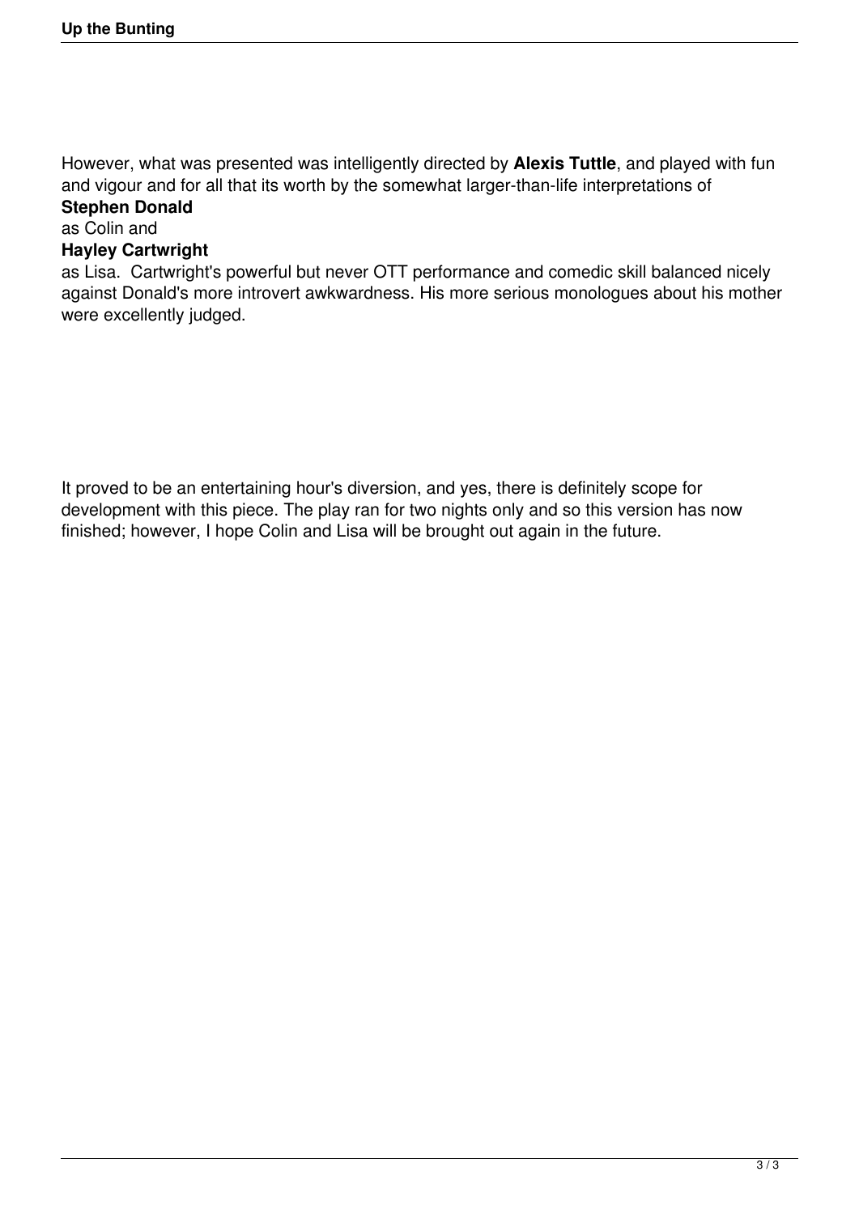However, what was presented was intelligently directed by **Alexis Tuttle**, and played with fun and vigour and for all that its worth by the somewhat larger-than-life interpretations of **Stephen Donald** as Colin and **Hayley Cartwright** as Lisa. Cartwright's powerful but never OTT performance and comedic skill balanced nicely against Donald's more introvert awkwardness. His more serious monologues about his mother were excellently judged.

It proved to be an entertaining hour's diversion, and yes, there is definitely scope for development with this piece. The play ran for two nights only and so this version has now finished; however, I hope Colin and Lisa will be brought out again in the future.